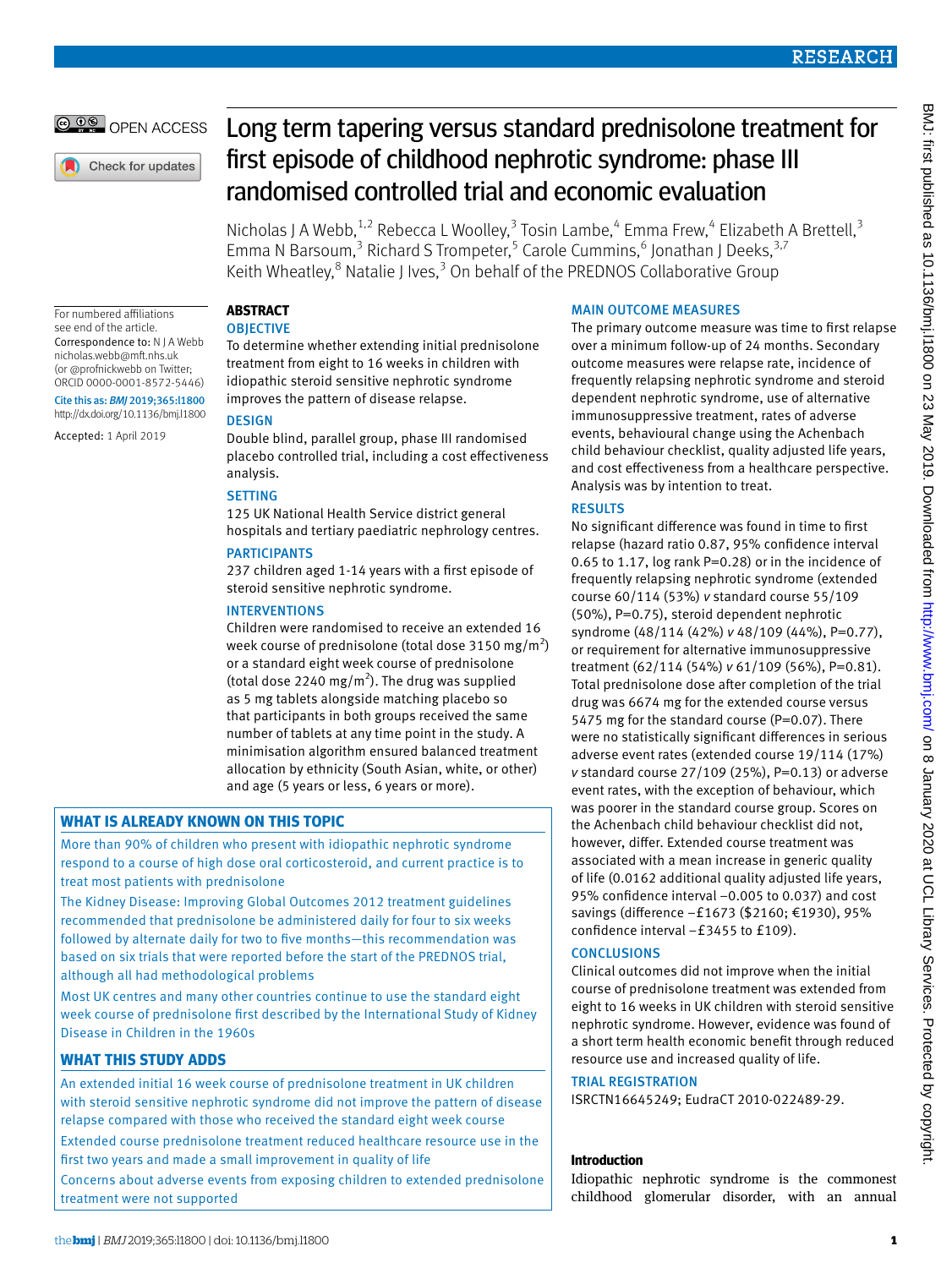# Long term tapering versus standard prednisolone treatment for first episode of childhood nephrotic syndrome: phase III randomised controlled trial and economic evaluation

Nicholas J A Webb,[1,2] Rebecca L Woolley,[3] Tosin Lambe,[4] Emma Frew,[4] Elizabeth A Brettell,[3] Emma N Barsoum,[3] Richard S Trompeter,[5] Carole Cummins,[6] Jonathan J Deeks,[3,7] Keith Wheatley,[8] Natalie J Ives,[3] On behalf of the PREDNOS Collaborative Group

For numbered affiliations see end of the article.

Correspondence to: N J A Webb nicholas.webb@mft.nhs.uk (or @profnickwebb on Twitter; ORCID 0000-0001-8572-5446)

Cite this as: *BMJ* 2019;365:l1800
http://dx.doi.org/10.1136/bmj.l1800

Accepted: 1 April 2019

## ABSTRACT

### OBJECTIVE

To determine whether extending initial prednisolone treatment from eight to 16 weeks in children with idiopathic steroid sensitive nephrotic syndrome improves the pattern of disease relapse.

### DESIGN

Double blind, parallel group, phase III randomised placebo controlled trial, including a cost effectiveness analysis.

### SETTING

125 UK National Health Service district general hospitals and tertiary paediatric nephrology centres.

### PARTICIPANTS

237 children aged 1-14 years with a first episode of steroid sensitive nephrotic syndrome.

### INTERVENTIONS

Children were randomised to receive an extended 16 week course of prednisolone (total dose 3150 mg/m$^2$) or a standard eight week course of prednisolone (total dose 2240 mg/m$^2$). The drug was supplied as 5 mg tablets alongside matching placebo so that participants in both groups received the same number of tablets at any time point in the study. A minimisation algorithm ensured balanced treatment allocation by ethnicity (South Asian, white, or other) and age (5 years or less, 6 years or more).

### MAIN OUTCOME MEASURES

The primary outcome measure was time to first relapse over a minimum follow-up of 24 months. Secondary outcome measures were relapse rate, incidence of frequently relapsing nephrotic syndrome and steroid dependent nephrotic syndrome, use of alternative immunosuppressive treatment, rates of adverse events, behavioural change using the Achenbach child behaviour checklist, quality adjusted life years, and cost effectiveness from a healthcare perspective. Analysis was by intention to treat.

### RESULTS

No significant difference was found in time to first relapse (hazard ratio 0.87, 95% confidence interval 0.65 to 1.17, log rank P=0.28) or in the incidence of frequently relapsing nephrotic syndrome (extended course 60/114 (53%) *v* standard course 55/109 (50%), P=0.75), steroid dependent nephrotic syndrome (48/114 (42%) *v* 48/109 (44%), P=0.77), or requirement for alternative immunosuppressive treatment (62/114 (54%) *v* 61/109 (56%), P=0.81). Total prednisolone dose after completion of the trial drug was 6674 mg for the extended course versus 5475 mg for the standard course (P=0.07). There were no statistically significant differences in serious adverse event rates (extended course 19/114 (17%) *v* standard course 27/109 (25%), P=0.13) or adverse event rates, with the exception of behaviour, which was poorer in the standard course group. Scores on the Achenbach child behaviour checklist did not, however, differ. Extended course treatment was associated with a mean increase in generic quality of life (0.0162 additional quality adjusted life years, 95% confidence interval −0.005 to 0.037) and cost savings (difference −£1673 ($2160; €1930), 95% confidence interval −£3455 to £109).

### CONCLUSIONS

Clinical outcomes did not improve when the initial course of prednisolone treatment was extended from eight to 16 weeks in UK children with steroid sensitive nephrotic syndrome. However, evidence was found of a short term health economic benefit through reduced resource use and increased quality of life.

### TRIAL REGISTRATION

ISRCTN16645249; EudraCT 2010-022489-29.

## WHAT IS ALREADY KNOWN ON THIS TOPIC

More than 90% of children who present with idiopathic nephrotic syndrome respond to a course of high dose oral corticosteroid, and current practice is to treat most patients with prednisolone

The Kidney Disease: Improving Global Outcomes 2012 treatment guidelines recommended that prednisolone be administered daily for four to six weeks followed by alternate daily for two to five months—this recommendation was based on six trials that were reported before the start of the PREDNOS trial, although all had methodological problems

Most UK centres and many other countries continue to use the standard eight week course of prednisolone first described by the International Study of Kidney Disease in Children in the 1960s

## WHAT THIS STUDY ADDS

An extended initial 16 week course of prednisolone treatment in UK children with steroid sensitive nephrotic syndrome did not improve the pattern of disease relapse compared with those who received the standard eight week course

Extended course prednisolone treatment reduced healthcare resource use in the first two years and made a small improvement in quality of life

Concerns about adverse events from exposing children to extended prednisolone treatment were not supported

## Introduction

Idiopathic nephrotic syndrome is the commonest childhood glomerular disorder, with an annual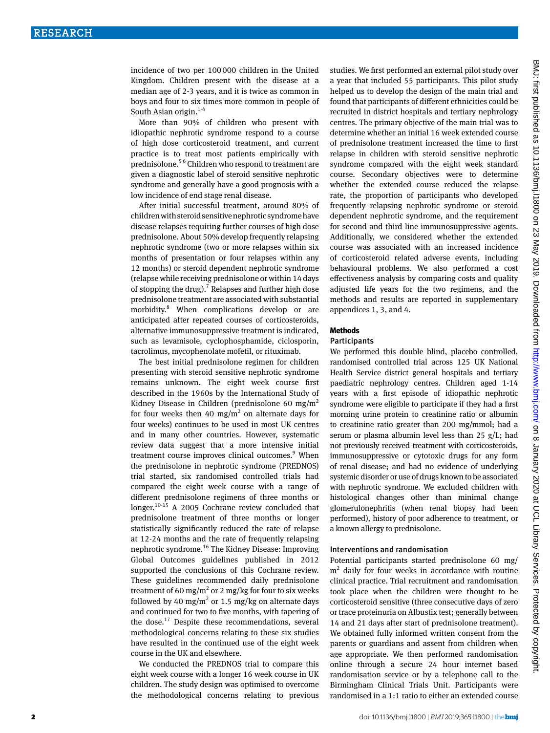incidence of two per 100 000 children in the United Kingdom. Children present with the disease at a median age of 2-3 years, and it is twice as common in boys and four to six times more common in people of South Asian origin.[1-4]

More than 90% of children who present with idiopathic nephrotic syndrome respond to a course of high dose corticosteroid treatment, and current practice is to treat most patients empirically with prednisolone.[5 6] Children who respond to treatment are given a diagnostic label of steroid sensitive nephrotic syndrome and generally have a good prognosis with a low incidence of end stage renal disease.

After initial successful treatment, around 80% of children with steroid sensitive nephrotic syndrome have disease relapses requiring further courses of high dose prednisolone. About 50% develop frequently relapsing nephrotic syndrome (two or more relapses within six months of presentation or four relapses within any 12 months) or steroid dependent nephrotic syndrome (relapse while receiving prednisolone or within 14 days of stopping the drug).[7] Relapses and further high dose prednisolone treatment are associated with substantial morbidity.[8] When complications develop or are anticipated after repeated courses of corticosteroids, alternative immunosuppressive treatment is indicated, such as levamisole, cyclophosphamide, ciclosporin, tacrolimus, mycophenolate mofetil, or rituximab.

The best initial prednisolone regimen for children presenting with steroid sensitive nephrotic syndrome remains unknown. The eight week course first described in the 1960s by the International Study of Kidney Disease in Children (prednisolone 60 mg/m$^2$ for four weeks then 40 mg/m$^2$ on alternate days for four weeks) continues to be used in most UK centres and in many other countries. However, systematic review data suggest that a more intensive initial treatment course improves clinical outcomes.[9] When the prednisolone in nephrotic syndrome (PREDNOS) trial started, six randomised controlled trials had compared the eight week course with a range of different prednisolone regimens of three months or longer.[10-15] A 2005 Cochrane review concluded that prednisolone treatment of three months or longer statistically significantly reduced the rate of relapse at 12-24 months and the rate of frequently relapsing nephrotic syndrome.[16] The Kidney Disease: Improving Global Outcomes guidelines published in 2012 supported the conclusions of this Cochrane review. These guidelines recommended daily prednisolone treatment of 60 mg/m$^2$ or 2 mg/kg for four to six weeks followed by 40 mg/m$^2$ or 1.5 mg/kg on alternate days and continued for two to five months, with tapering of the dose.[17] Despite these recommendations, several methodological concerns relating to these six studies have resulted in the continued use of the eight week course in the UK and elsewhere.

We conducted the PREDNOS trial to compare this eight week course with a longer 16 week course in UK children. The study design was optimised to overcome the methodological concerns relating to previous studies. We first performed an external pilot study over a year that included 55 participants. This pilot study helped us to develop the design of the main trial and found that participants of different ethnicities could be recruited in district hospitals and tertiary nephrology centres. The primary objective of the main trial was to determine whether an initial 16 week extended course of prednisolone treatment increased the time to first relapse in children with steroid sensitive nephrotic syndrome compared with the eight week standard course. Secondary objectives were to determine whether the extended course reduced the relapse rate, the proportion of participants who developed frequently relapsing nephrotic syndrome or steroid dependent nephrotic syndrome, and the requirement for second and third line immunosuppressive agents. Additionally, we considered whether the extended course was associated with an increased incidence of corticosteroid related adverse events, including behavioural problems. We also performed a cost effectiveness analysis by comparing costs and quality adjusted life years for the two regimens, and the methods and results are reported in supplementary appendices 1, 3, and 4.

## Methods

### Participants

We performed this double blind, placebo controlled, randomised controlled trial across 125 UK National Health Service district general hospitals and tertiary paediatric nephrology centres. Children aged 1-14 years with a first episode of idiopathic nephrotic syndrome were eligible to participate if they had a first morning urine protein to creatinine ratio or albumin to creatinine ratio greater than 200 mg/mmol; had a serum or plasma albumin level less than 25 g/L; had not previously received treatment with corticosteroids, immunosuppressive or cytotoxic drugs for any form of renal disease; and had no evidence of underlying systemic disorder or use of drugs known to be associated with nephrotic syndrome. We excluded children with histological changes other than minimal change glomerulonephritis (when renal biopsy had been performed), history of poor adherence to treatment, or a known allergy to prednisolone.

### Interventions and randomisation

Potential participants started prednisolone 60 mg/m$^2$ daily for four weeks in accordance with routine clinical practice. Trial recruitment and randomisation took place when the children were thought to be corticosteroid sensitive (three consecutive days of zero or trace proteinuria on Albustix test; generally between 14 and 21 days after start of prednisolone treatment). We obtained fully informed written consent from the parents or guardians and assent from children when age appropriate. We then performed randomisation online through a secure 24 hour internet based randomisation service or by a telephone call to the Birmingham Clinical Trials Unit. Participants were randomised in a 1:1 ratio to either an extended course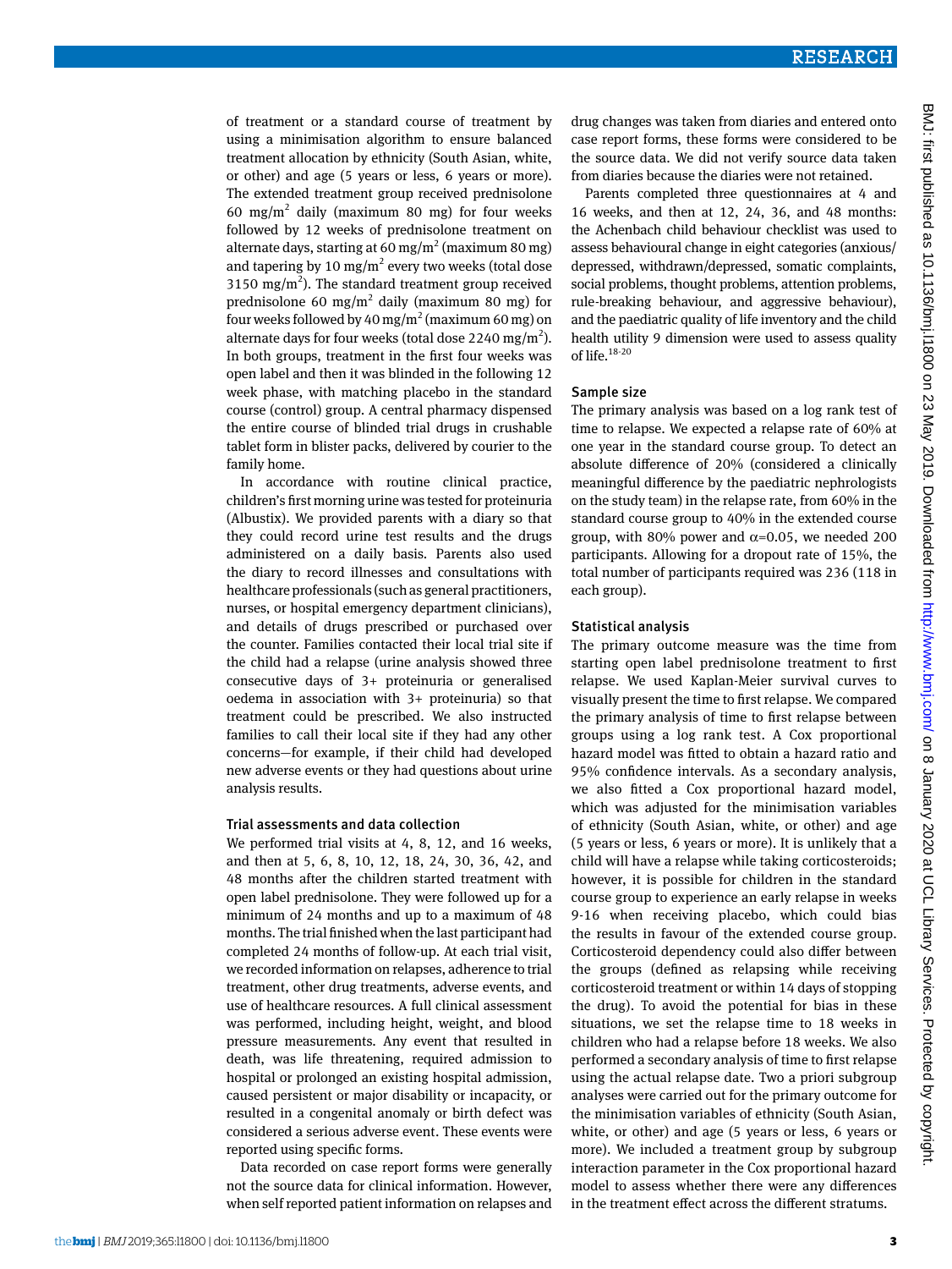of treatment or a standard course of treatment by using a minimisation algorithm to ensure balanced treatment allocation by ethnicity (South Asian, white, or other) and age (5 years or less, 6 years or more). The extended treatment group received prednisolone 60 mg/m$^2$ daily (maximum 80 mg) for four weeks followed by 12 weeks of prednisolone treatment on alternate days, starting at 60 mg/m$^2$ (maximum 80 mg) and tapering by 10 mg/m$^2$ every two weeks (total dose 3150 mg/m$^2$). The standard treatment group received prednisolone 60 mg/m$^2$ daily (maximum 80 mg) for four weeks followed by 40 mg/m$^2$ (maximum 60 mg) on alternate days for four weeks (total dose 2240 mg/m$^2$). In both groups, treatment in the first four weeks was open label and then it was blinded in the following 12 week phase, with matching placebo in the standard course (control) group. A central pharmacy dispensed the entire course of blinded trial drugs in crushable tablet form in blister packs, delivered by courier to the family home.

In accordance with routine clinical practice, children's first morning urine was tested for proteinuria (Albustix). We provided parents with a diary so that they could record urine test results and the drugs administered on a daily basis. Parents also used the diary to record illnesses and consultations with healthcare professionals (such as general practitioners, nurses, or hospital emergency department clinicians), and details of drugs prescribed or purchased over the counter. Families contacted their local trial site if the child had a relapse (urine analysis showed three consecutive days of 3+ proteinuria or generalised oedema in association with 3+ proteinuria) so that treatment could be prescribed. We also instructed families to call their local site if they had any other concerns—for example, if their child had developed new adverse events or they had questions about urine analysis results.

### Trial assessments and data collection

We performed trial visits at 4, 8, 12, and 16 weeks, and then at 5, 6, 8, 10, 12, 18, 24, 30, 36, 42, and 48 months after the children started treatment with open label prednisolone. They were followed up for a minimum of 24 months and up to a maximum of 48 months. The trial finished when the last participant had completed 24 months of follow-up. At each trial visit, we recorded information on relapses, adherence to trial treatment, other drug treatments, adverse events, and use of healthcare resources. A full clinical assessment was performed, including height, weight, and blood pressure measurements. Any event that resulted in death, was life threatening, required admission to hospital or prolonged an existing hospital admission, caused persistent or major disability or incapacity, or resulted in a congenital anomaly or birth defect was considered a serious adverse event. These events were reported using specific forms.

Data recorded on case report forms were generally not the source data for clinical information. However, when self reported patient information on relapses and drug changes was taken from diaries and entered onto case report forms, these forms were considered to be the source data. We did not verify source data taken from diaries because the diaries were not retained.

Parents completed three questionnaires at 4 and 16 weeks, and then at 12, 24, 36, and 48 months: the Achenbach child behaviour checklist was used to assess behavioural change in eight categories (anxious/depressed, withdrawn/depressed, somatic complaints, social problems, thought problems, attention problems, rule-breaking behaviour, and aggressive behaviour), and the paediatric quality of life inventory and the child health utility 9 dimension were used to assess quality of life.[18-20]

### Sample size

The primary analysis was based on a log rank test of time to relapse. We expected a relapse rate of 60% at one year in the standard course group. To detect an absolute difference of 20% (considered a clinically meaningful difference by the paediatric nephrologists on the study team) in the relapse rate, from 60% in the standard course group to 40% in the extended course group, with 80% power and $\alpha$=0.05, we needed 200 participants. Allowing for a dropout rate of 15%, the total number of participants required was 236 (118 in each group).

### Statistical analysis

The primary outcome measure was the time from starting open label prednisolone treatment to first relapse. We used Kaplan-Meier survival curves to visually present the time to first relapse. We compared the primary analysis of time to first relapse between groups using a log rank test. A Cox proportional hazard model was fitted to obtain a hazard ratio and 95% confidence intervals. As a secondary analysis, we also fitted a Cox proportional hazard model, which was adjusted for the minimisation variables of ethnicity (South Asian, white, or other) and age (5 years or less, 6 years or more). It is unlikely that a child will have a relapse while taking corticosteroids; however, it is possible for children in the standard course group to experience an early relapse in weeks 9-16 when receiving placebo, which could bias the results in favour of the extended course group. Corticosteroid dependency could also differ between the groups (defined as relapsing while receiving corticosteroid treatment or within 14 days of stopping the drug). To avoid the potential for bias in these situations, we set the relapse time to 18 weeks in children who had a relapse before 18 weeks. We also performed a secondary analysis of time to first relapse using the actual relapse date. Two a priori subgroup analyses were carried out for the primary outcome for the minimisation variables of ethnicity (South Asian, white, or other) and age (5 years or less, 6 years or more). We included a treatment group by subgroup interaction parameter in the Cox proportional hazard model to assess whether there were any differences in the treatment effect across the different stratums.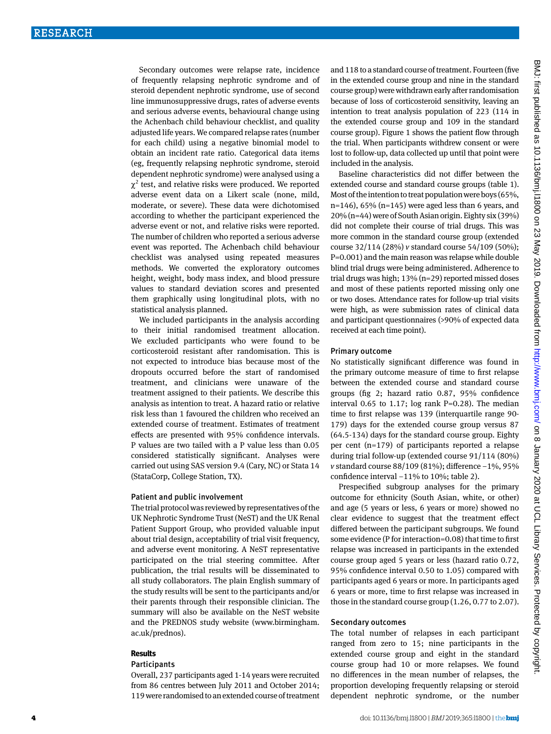Secondary outcomes were relapse rate, incidence of frequently relapsing nephrotic syndrome and of steroid dependent nephrotic syndrome, use of second line immunosuppressive drugs, rates of adverse events and serious adverse events, behavioural change using the Achenbach child behaviour checklist, and quality adjusted life years. We compared relapse rates (number for each child) using a negative binomial model to obtain an incident rate ratio. Categorical data items (eg, frequently relapsing nephrotic syndrome, steroid dependent nephrotic syndrome) were analysed using a $\chi^2$ test, and relative risks were produced. We reported adverse event data on a Likert scale (none, mild, moderate, or severe). These data were dichotomised according to whether the participant experienced the adverse event or not, and relative risks were reported. The number of children who reported a serious adverse event was reported. The Achenbach child behaviour checklist was analysed using repeated measures methods. We converted the exploratory outcomes height, weight, body mass index, and blood pressure values to standard deviation scores and presented them graphically using longitudinal plots, with no statistical analysis planned.

We included participants in the analysis according to their initial randomised treatment allocation. We excluded participants who were found to be corticosteroid resistant after randomisation. This is not expected to introduce bias because most of the dropouts occurred before the start of randomised treatment, and clinicians were unaware of the treatment assigned to their patients. We describe this analysis as intention to treat. A hazard ratio or relative risk less than 1 favoured the children who received an extended course of treatment. Estimates of treatment effects are presented with 95% confidence intervals. P values are two tailed with a P value less than 0.05 considered statistically significant. Analyses were carried out using SAS version 9.4 (Cary, NC) or Stata 14 (StataCorp, College Station, TX).

### Patient and public involvement

The trial protocol was reviewed by representatives of the UK Nephrotic Syndrome Trust (NeST) and the UK Renal Patient Support Group, who provided valuable input about trial design, acceptability of trial visit frequency, and adverse event monitoring. A NeST representative participated on the trial steering committee. After publication, the trial results will be disseminated to all study collaborators. The plain English summary of the study results will be sent to the participants and/or their parents through their responsible clinician. The summary will also be available on the NeST website and the PREDNOS study website (www.birmingham.ac.uk/prednos).

## Results

### Participants

Overall, 237 participants aged 1-14 years were recruited from 86 centres between July 2011 and October 2014; 119 were randomised to an extended course of treatment and 118 to a standard course of treatment. Fourteen (five in the extended course group and nine in the standard course group) were withdrawn early after randomisation because of loss of corticosteroid sensitivity, leaving an intention to treat analysis population of 223 (114 in the extended course group and 109 in the standard course group). Figure 1 shows the patient flow through the trial. When participants withdrew consent or were lost to follow-up, data collected up until that point were included in the analysis.

Baseline characteristics did not differ between the extended course and standard course groups (table 1). Most of the intention to treat population were boys (65%, n=146), 65% (n=145) were aged less than 6 years, and 20% (n=44) were of South Asian origin. Eighty six (39%) did not complete their course of trial drugs. This was more common in the standard course group (extended course 32/114 (28%) *v* standard course 54/109 (50%); P=0.001) and the main reason was relapse while double blind trial drugs were being administered. Adherence to trial drugs was high; 13% (n=29) reported missed doses and most of these patients reported missing only one or two doses. Attendance rates for follow-up trial visits were high, as were submission rates of clinical data and participant questionnaires (>90% of expected data received at each time point).

### Primary outcome

No statistically significant difference was found in the primary outcome measure of time to first relapse between the extended course and standard course groups (fig 2; hazard ratio 0.87, 95% confidence interval 0.65 to 1.17; log rank P=0.28). The median time to first relapse was 139 (interquartile range 90-179) days for the extended course group versus 87 (64.5-134) days for the standard course group. Eighty per cent (n=179) of participants reported a relapse during trial follow-up (extended course 91/114 (80%) *v* standard course 88/109 (81%); difference −1%, 95% confidence interval −11% to 10%; table 2).

Prespecified subgroup analyses for the primary outcome for ethnicity (South Asian, white, or other) and age (5 years or less, 6 years or more) showed no clear evidence to suggest that the treatment effect differed between the participant subgroups. We found some evidence (P for interaction=0.08) that time to first relapse was increased in participants in the extended course group aged 5 years or less (hazard ratio 0.72, 95% confidence interval 0.50 to 1.05) compared with participants aged 6 years or more. In participants aged 6 years or more, time to first relapse was increased in those in the standard course group (1.26, 0.77 to 2.07).

### Secondary outcomes

The total number of relapses in each participant ranged from zero to 15; nine participants in the extended course group and eight in the standard course group had 10 or more relapses. We found no differences in the mean number of relapses, the proportion developing frequently relapsing or steroid dependent nephrotic syndrome, or the number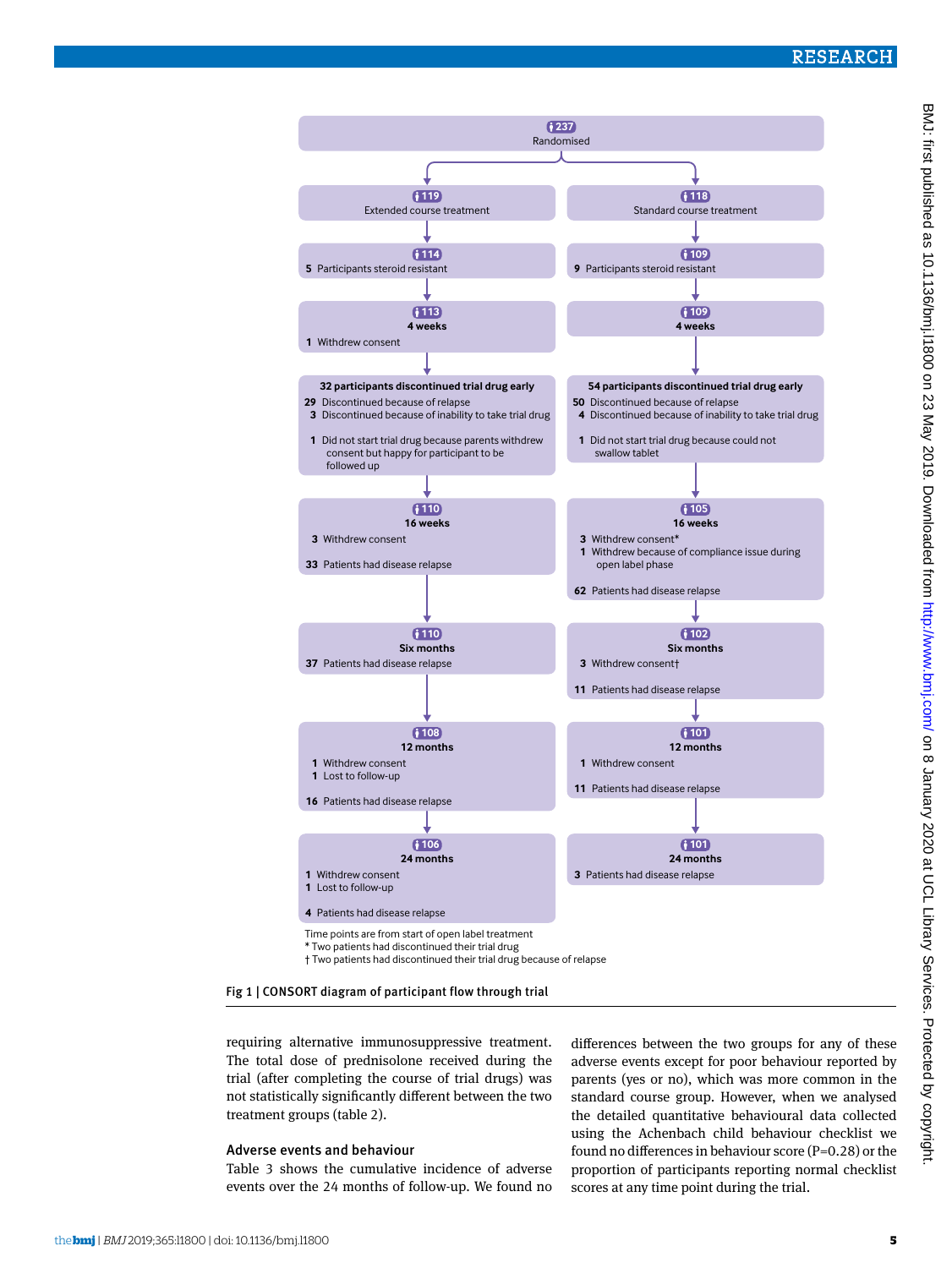**n=237** Randomised

| Extended course treatment | Standard course treatment |
|---|---|
| **n=119** Extended course treatment | **n=118** Standard course treatment |
| **n=114** 5 Participants steroid resistant | **n=109** 9 Participants steroid resistant |
| **n=113** **4 weeks** 1 Withdrew consent | **n=109** **4 weeks** |
| **32 participants discontinued trial drug early** 29 Discontinued because of relapse; 3 Discontinued because of inability to take trial drug; 1 Did not start trial drug because parents withdrew consent but happy for participant to be followed up | **54 participants discontinued trial drug early** 50 Discontinued because of relapse; 4 Discontinued because of inability to take trial drug; 1 Did not start trial drug because could not swallow tablet |
| **n=110** **16 weeks** 3 Withdrew consent; 33 Patients had disease relapse | **n=105** **16 weeks** 3 Withdrew consent*; 1 Withdrew because of compliance issue during open label phase; 62 Patients had disease relapse |
| **n=110** **Six months** 37 Patients had disease relapse | **n=102** **Six months** 3 Withdrew consent†; 11 Patients had disease relapse |
| **n=108** **12 months** 1 Withdrew consent; 1 Lost to follow-up; 16 Patients had disease relapse | **n=101** **12 months** 1 Withdrew consent; 11 Patients had disease relapse |
| **n=106** **24 months** 1 Withdrew consent; 1 Lost to follow-up; 4 Patients had disease relapse | **n=101** **24 months** 3 Patients had disease relapse |

Time points are from start of open label treatment
* Two patients had discontinued their trial drug
† Two patients had discontinued their trial drug because of relapse

Fig 1 | CONSORT diagram of participant flow through trial

requiring alternative immunosuppressive treatment. The total dose of prednisolone received during the trial (after completing the course of trial drugs) was not statistically significantly different between the two treatment groups (table 2).

## Adverse events and behaviour

Table 3 shows the cumulative incidence of adverse events over the 24 months of follow-up. We found no differences between the two groups for any of these adverse events except for poor behaviour reported by parents (yes or no), which was more common in the standard course group. However, when we analysed the detailed quantitative behavioural data collected using the Achenbach child behaviour checklist we found no differences in behaviour score (P=0.28) or the proportion of participants reporting normal checklist scores at any time point during the trial.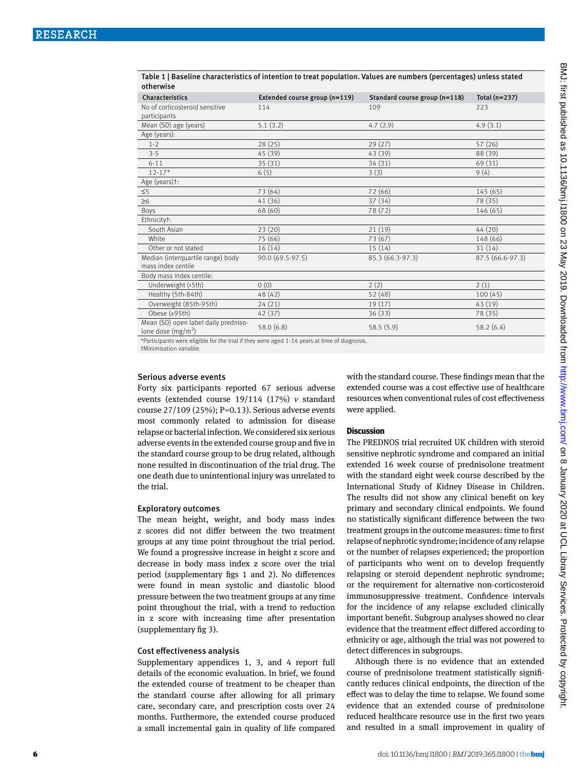**Table 1 | Baseline characteristics of intention to treat population. Values are numbers (percentages) unless stated otherwise**

| Characteristics | Extended course group (n=119) | Standard course group (n=118) | Total (n=237) |
|---|---|---|---|
| No of corticosteroid sensitive participants | 114 | 109 | 223 |
| Mean (SD) age (years) | 5.1 (3.2) | 4.7 (2.9) | 4.9 (3.1) |
| Age (years): | | | |
| 1-2 | 28 (25) | 29 (27) | 57 (26) |
| 3-5 | 45 (39) | 43 (39) | 88 (39) |
| 6-11 | 35 (31) | 34 (31) | 69 (31) |
| 12-17* | 6 (5) | 3 (3) | 9 (4) |
| Age (years)†: | | | |
| ≤5 | 73 (64) | 72 (66) | 145 (65) |
| ≥6 | 41 (36) | 37 (34) | 78 (35) |
| Boys | 68 (60) | 78 (72) | 146 (65) |
| Ethnicity†: | | | |
| South Asian | 23 (20) | 21 (19) | 44 (20) |
| White | 75 (66) | 73 (67) | 148 (66) |
| Other or not stated | 16 (14) | 15 (14) | 31 (14) |
| Median (interquartile range) body mass index centile | 90.0 (69.5-97.5) | 85.3 (66.3-97.3) | 87.5 (66.6-97.3) |
| Body mass index centile: | | | |
| Underweight (<5th) | 0 (0) | 2 (2) | 2 (1) |
| Healthy (5th-84th) | 48 (42) | 52 (48) | 100 (45) |
| Overweight (85th-95th) | 24 (21) | 19 (17) | 43 (19) |
| Obese (≥95th) | 42 (37) | 36 (33) | 78 (35) |
| Mean (SD) open label daily prednisolone dose ($mg/m^2$) | 58.0 (6.8) | 58.5 (5.9) | 58.2 (6.4) |

*Participants were eligible for the trial if they were aged 1-14 years at time of diagnosis.
†Minimisation variable.

### Serious adverse events

Forty six participants reported 67 serious adverse events (extended course 19/114 (17%) *v* standard course 27/109 (25%); P=0.13). Serious adverse events most commonly related to admission for disease relapse or bacterial infection. We considered six serious adverse events in the extended course group and five in the standard course group to be drug related, although none resulted in discontinuation of the trial drug. The one death due to unintentional injury was unrelated to the trial.

### Exploratory outcomes

The mean height, weight, and body mass index z scores did not differ between the two treatment groups at any time point throughout the trial period. We found a progressive increase in height z score and decrease in body mass index z score over the trial period (supplementary figs 1 and 2). No differences were found in mean systolic and diastolic blood pressure between the two treatment groups at any time point throughout the trial, with a trend to reduction in z score with increasing time after presentation (supplementary fig 3).

### Cost effectiveness analysis

Supplementary appendices 1, 3, and 4 report full details of the economic evaluation. In brief, we found the extended course of treatment to be cheaper than the standard course after allowing for all primary care, secondary care, and prescription costs over 24 months. Furthermore, the extended course produced a small incremental gain in quality of life compared with the standard course. These findings mean that the extended course was a cost effective use of healthcare resources when conventional rules of cost effectiveness were applied.

## Discussion

The PREDNOS trial recruited UK children with steroid sensitive nephrotic syndrome and compared an initial extended 16 week course of prednisolone treatment with the standard eight week course described by the International Study of Kidney Disease in Children. The results did not show any clinical benefit on key primary and secondary clinical endpoints. We found no statistically significant difference between the two treatment groups in the outcome measures: time to first relapse of nephrotic syndrome; incidence of any relapse or the number of relapses experienced; the proportion of participants who went on to develop frequently relapsing or steroid dependent nephrotic syndrome; or the requirement for alternative non-corticosteroid immunosuppressive treatment. Confidence intervals for the incidence of any relapse excluded clinically important benefit. Subgroup analyses showed no clear evidence that the treatment effect differed according to ethnicity or age, although the trial was not powered to detect differences in subgroups.

Although there is no evidence that an extended course of prednisolone treatment statistically significantly reduces clinical endpoints, the direction of the effect was to delay the time to relapse. We found some evidence that an extended course of prednisolone reduced healthcare resource use in the first two years and resulted in a small improvement in quality of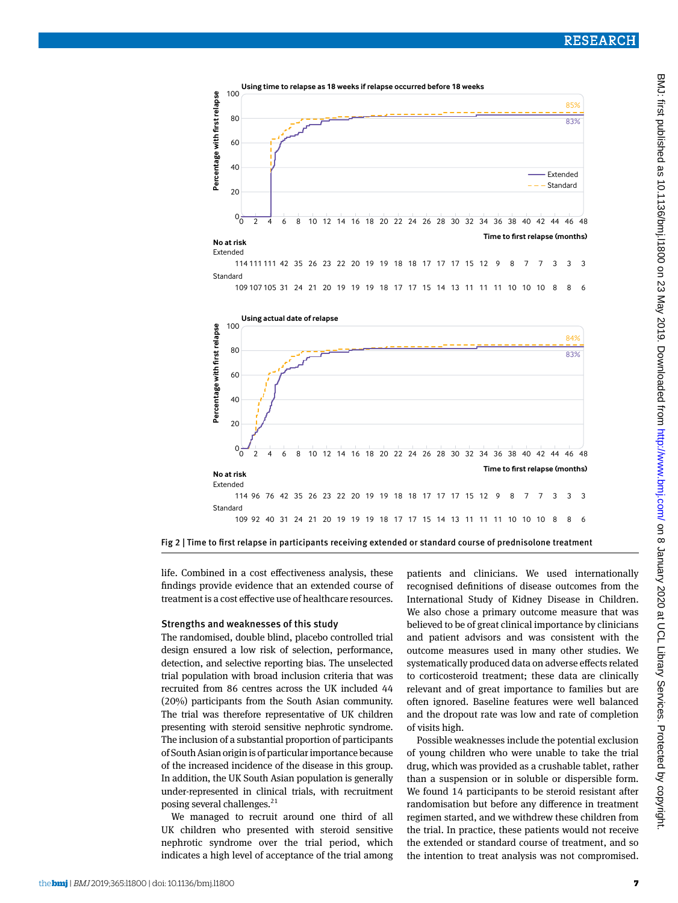Using time to relapse as 18 weeks if relapse occurred before 18 weeks

No at risk

| | 0 | 2 | 4 | 6 | 8 | 10 | 12 | 14 | 16 | 18 | 20 | 22 | 24 | 26 | 28 | 30 | 32 | 34 | 36 | 38 | 40 | 42 | 44 | 46 | 48 |
|---|---|---|---|---|---|---|---|---|---|---|---|---|---|---|---|---|---|---|---|---|---|---|---|---|---|
| Extended | 114 | 111 | 111 | 42 | 35 | 26 | 23 | 22 | 20 | 19 | 19 | 18 | 18 | 17 | 17 | 17 | 15 | 12 | 9 | 8 | 7 | 7 | 3 | 3 | 3 |
| Standard | 109 | 107 | 105 | 31 | 24 | 21 | 20 | 19 | 19 | 19 | 18 | 17 | 17 | 15 | 14 | 13 | 11 | 11 | 11 | 10 | 10 | 10 | 8 | 8 | 6 |

Using actual date of relapse

No at risk

| | 0 | 2 | 4 | 6 | 8 | 10 | 12 | 14 | 16 | 18 | 20 | 22 | 24 | 26 | 28 | 30 | 32 | 34 | 36 | 38 | 40 | 42 | 44 | 46 | 48 |
|---|---|---|---|---|---|---|---|---|---|---|---|---|---|---|---|---|---|---|---|---|---|---|---|---|---|
| Extended | 114 | 96 | 76 | 42 | 35 | 26 | 23 | 22 | 20 | 19 | 19 | 18 | 18 | 17 | 17 | 17 | 15 | 12 | 9 | 8 | 7 | 7 | 3 | 3 | 3 |
| Standard | 109 | 92 | 40 | 31 | 24 | 21 | 20 | 19 | 19 | 19 | 18 | 17 | 17 | 15 | 14 | 13 | 11 | 11 | 11 | 10 | 10 | 10 | 8 | 8 | 6 |

Fig 2 | Time to first relapse in participants receiving extended or standard course of prednisolone treatment

life. Combined in a cost effectiveness analysis, these findings provide evidence that an extended course of treatment is a cost effective use of healthcare resources.

### Strengths and weaknesses of this study

The randomised, double blind, placebo controlled trial design ensured a low risk of selection, performance, detection, and selective reporting bias. The unselected trial population with broad inclusion criteria that was recruited from 86 centres across the UK included 44 (20%) participants from the South Asian community. The trial was therefore representative of UK children presenting with steroid sensitive nephrotic syndrome. The inclusion of a substantial proportion of participants of South Asian origin is of particular importance because of the increased incidence of the disease in this group. In addition, the UK South Asian population is generally under-represented in clinical trials, with recruitment posing several challenges.[21]

We managed to recruit around one third of all UK children who presented with steroid sensitive nephrotic syndrome over the trial period, which indicates a high level of acceptance of the trial among patients and clinicians. We used internationally recognised definitions of disease outcomes from the International Study of Kidney Disease in Children. We also chose a primary outcome measure that was believed to be of great clinical importance by clinicians and patient advisors and was consistent with the outcome measures used in many other studies. We systematically produced data on adverse effects related to corticosteroid treatment; these data are clinically relevant and of great importance to families but are often ignored. Baseline features were well balanced and the dropout rate was low and rate of completion of visits high.

Possible weaknesses include the potential exclusion of young children who were unable to take the trial drug, which was provided as a crushable tablet, rather than a suspension or in soluble or dispersible form. We found 14 participants to be steroid resistant after randomisation but before any difference in treatment regimen started, and we withdrew these children from the trial. In practice, these patients would not receive the extended or standard course of treatment, and so the intention to treat analysis was not compromised.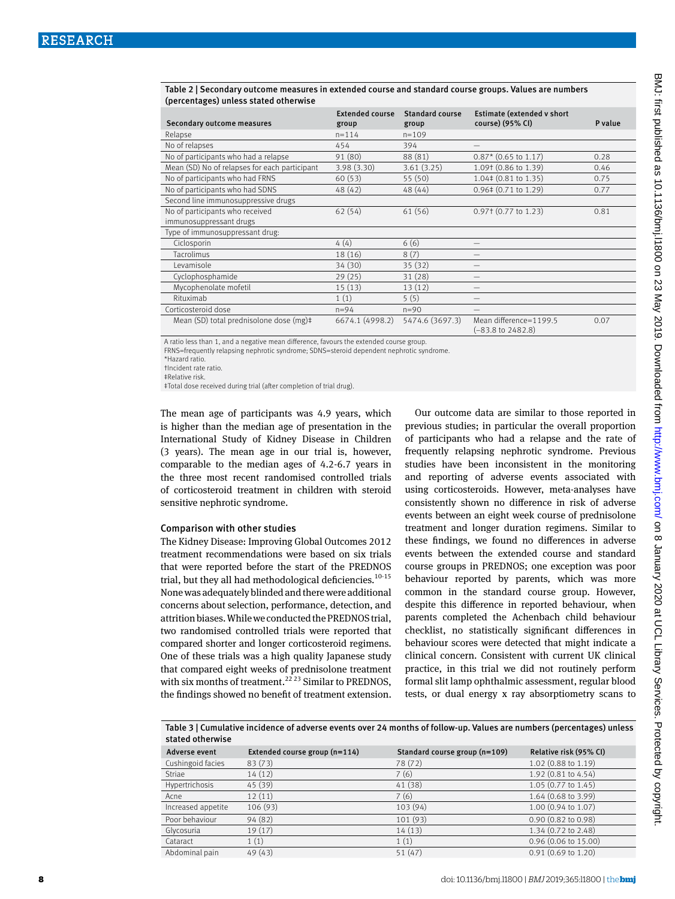Table 2 | Secondary outcome measures in extended course and standard course groups. Values are numbers (percentages) unless stated otherwise

| Secondary outcome measures | Extended course group | Standard course group | Estimate (extended v short course) (95% CI) | P value |
|---|---|---|---|---|
| Relapse | n=114 | n=109 | | |
| No of relapses | 454 | 394 | — | |
| No of participants who had a relapse | 91 (80) | 88 (81) | 0.87* (0.65 to 1.17) | 0.28 |
| Mean (SD) No of relapses for each participant | 3.98 (3.30) | 3.61 (3.25) | 1.09† (0.86 to 1.39) | 0.46 |
| No of participants who had FRNS | 60 (53) | 55 (50) | 1.04‡ (0.81 to 1.35) | 0.75 |
| No of participants who had SDNS | 48 (42) | 48 (44) | 0.96‡ (0.71 to 1.29) | 0.77 |
| Second line immunosuppressive drugs | | | | |
| No of participants who received immunosuppressant drugs | 62 (54) | 61 (56) | 0.97† (0.77 to 1.23) | 0.81 |
| Type of immunosuppressant drug: | | | | |
| Ciclosporin | 4 (4) | 6 (6) | — | |
| Tacrolimus | 18 (16) | 8 (7) | — | |
| Levamisole | 34 (30) | 35 (32) | — | |
| Cyclophosphamide | 29 (25) | 31 (28) | — | |
| Mycophenolate mofetil | 15 (13) | 13 (12) | — | |
| Rituximab | 1 (1) | 5 (5) | — | |
| Corticosteroid dose | n=94 | n=90 | — | |
| Mean (SD) total prednisolone dose (mg)‡ | 6674.1 (4998.2) | 5474.6 (3697.3) | Mean difference=1199.5 (−83.8 to 2482.8) | 0.07 |

A ratio less than 1, and a negative mean difference, favours the extended course group.
FRNS=frequently relapsing nephrotic syndrome; SDNS=steroid dependent nephrotic syndrome.
*Hazard ratio.
†Incident rate ratio.
‡Relative risk.
‡Total dose received during trial (after completion of trial drug).

The mean age of participants was 4.9 years, which is higher than the median age of presentation in the International Study of Kidney Disease in Children (3 years). The mean age in our trial is, however, comparable to the median ages of 4.2-6.7 years in the three most recent randomised controlled trials of corticosteroid treatment in children with steroid sensitive nephrotic syndrome.

### Comparison with other studies

The Kidney Disease: Improving Global Outcomes 2012 treatment recommendations were based on six trials that were reported before the start of the PREDNOS trial, but they all had methodological deficiencies.[10-15] None was adequately blinded and there were additional concerns about selection, performance, detection, and attrition biases. While we conducted the PREDNOS trial, two randomised controlled trials were reported that compared shorter and longer corticosteroid regimens. One of these trials was a high quality Japanese study that compared eight weeks of prednisolone treatment with six months of treatment.[22,23] Similar to PREDNOS, the findings showed no benefit of treatment extension.

Our outcome data are similar to those reported in previous studies; in particular the overall proportion of participants who had a relapse and the rate of frequently relapsing nephrotic syndrome. Previous studies have been inconsistent in the monitoring and reporting of adverse events associated with using corticosteroids. However, meta-analyses have consistently shown no difference in risk of adverse events between an eight week course of prednisolone treatment and longer duration regimens. Similar to these findings, we found no differences in adverse events between the extended course and standard course groups in PREDNOS; one exception was poor behaviour reported by parents, which was more common in the standard course group. However, despite this difference in reported behaviour, when parents completed the Achenbach child behaviour checklist, no statistically significant differences in behaviour scores were detected that might indicate a clinical concern. Consistent with current UK clinical practice, in this trial we did not routinely perform formal slit lamp ophthalmic assessment, regular blood tests, or dual energy x ray absorptiometry scans to

Table 3 | Cumulative incidence of adverse events over 24 months of follow-up. Values are numbers (percentages) unless stated otherwise

| Adverse event | Extended course group (n=114) | Standard course group (n=109) | Relative risk (95% CI) |
|---|---|---|---|
| Cushingoid facies | 83 (73) | 78 (72) | 1.02 (0.88 to 1.19) |
| Striae | 14 (12) | 7 (6) | 1.92 (0.81 to 4.54) |
| Hypertrichosis | 45 (39) | 41 (38) | 1.05 (0.77 to 1.45) |
| Acne | 12 (11) | 7 (6) | 1.64 (0.68 to 3.99) |
| Increased appetite | 106 (93) | 103 (94) | 1.00 (0.94 to 1.07) |
| Poor behaviour | 94 (82) | 101 (93) | 0.90 (0.82 to 0.98) |
| Glycosuria | 19 (17) | 14 (13) | 1.34 (0.72 to 2.48) |
| Cataract | 1 (1) | 1 (1) | 0.96 (0.06 to 15.00) |
| Abdominal pain | 49 (43) | 51 (47) | 0.91 (0.69 to 1.20) |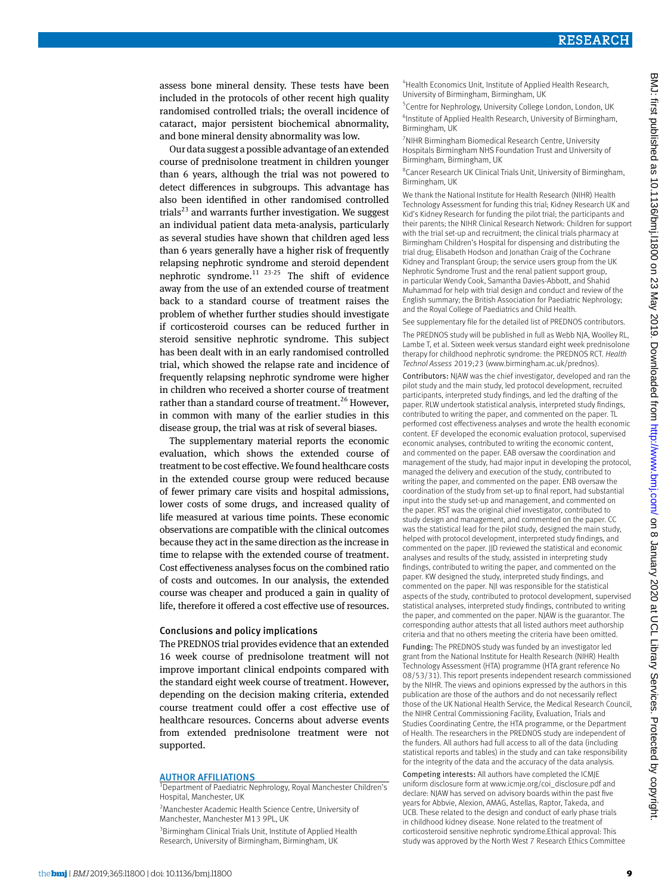assess bone mineral density. These tests have been included in the protocols of other recent high quality randomised controlled trials; the overall incidence of cataract, major persistent biochemical abnormality, and bone mineral density abnormality was low.

Our data suggest a possible advantage of an extended course of prednisolone treatment in children younger than 6 years, although the trial was not powered to detect differences in subgroups. This advantage has also been identified in other randomised controlled trials[23] and warrants further investigation. We suggest an individual patient data meta-analysis, particularly as several studies have shown that children aged less than 6 years generally have a higher risk of frequently relapsing nephrotic syndrome and steroid dependent nephrotic syndrome.[11 23-25] The shift of evidence away from the use of an extended course of treatment back to a standard course of treatment raises the problem of whether further studies should investigate if corticosteroid courses can be reduced further in steroid sensitive nephrotic syndrome. This subject has been dealt with in an early randomised controlled trial, which showed the relapse rate and incidence of frequently relapsing nephrotic syndrome were higher in children who received a shorter course of treatment rather than a standard course of treatment.[26] However, in common with many of the earlier studies in this disease group, the trial was at risk of several biases.

The supplementary material reports the economic evaluation, which shows the extended course of treatment to be cost effective. We found healthcare costs in the extended course group were reduced because of fewer primary care visits and hospital admissions, lower costs of some drugs, and increased quality of life measured at various time points. These economic observations are compatible with the clinical outcomes because they act in the same direction as the increase in time to relapse with the extended course of treatment. Cost effectiveness analyses focus on the combined ratio of costs and outcomes. In our analysis, the extended course was cheaper and produced a gain in quality of life, therefore it offered a cost effective use of resources.

## Conclusions and policy implications

The PREDNOS trial provides evidence that an extended 16 week course of prednisolone treatment will not improve important clinical endpoints compared with the standard eight week course of treatment. However, depending on the decision making criteria, extended course treatment could offer a cost effective use of healthcare resources. Concerns about adverse events from extended prednisolone treatment were not supported.

## AUTHOR AFFILIATIONS

[1]Department of Paediatric Nephrology, Royal Manchester Children's Hospital, Manchester, UK

[2]Manchester Academic Health Science Centre, University of Manchester, Manchester M13 9PL, UK

[3]Birmingham Clinical Trials Unit, Institute of Applied Health Research, University of Birmingham, Birmingham, UK

[4]Health Economics Unit, Institute of Applied Health Research, University of Birmingham, Birmingham, UK

[5]Centre for Nephrology, University College London, London, UK

[6]Institute of Applied Health Research, University of Birmingham, Birmingham, UK

[7]NIHR Birmingham Biomedical Research Centre, University Hospitals Birmingham NHS Foundation Trust and University of Birmingham, Birmingham, UK

[8]Cancer Research UK Clinical Trials Unit, University of Birmingham, Birmingham, UK

We thank the National Institute for Health Research (NIHR) Health Technology Assessment for funding this trial; Kidney Research UK and Kid's Kidney Research for funding the pilot trial; the participants and their parents; the NIHR Clinical Research Network: Children for support with the trial set-up and recruitment; the clinical trials pharmacy at Birmingham Children's Hospital for dispensing and distributing the trial drug; Elisabeth Hodson and Jonathan Craig of the Cochrane Kidney and Transplant Group; the service users group from the UK Nephrotic Syndrome Trust and the renal patient support group, in particular Wendy Cook, Samantha Davies-Abbott, and Shahid Muhammad for help with trial design and conduct and review of the English summary; the British Association for Paediatric Nephrology; and the Royal College of Paediatrics and Child Health.

See supplementary file for the detailed list of PREDNOS contributors.

The PREDNOS study will be published in full as Webb NJA, Woolley RL, Lambe T, et al. Sixteen week versus standard eight week prednisolone therapy for childhood nephrotic syndrome: the PREDNOS RCT. *Health Technol Assess* 2019;23 (www.birmingham.ac.uk/prednos).

**Contributors:** NJAW was the chief investigator, developed and ran the pilot study and the main study, led protocol development, recruited participants, interpreted study findings, and led the drafting of the paper. RLW undertook statistical analysis, interpreted study findings, contributed to writing the paper, and commented on the paper. TL performed cost effectiveness analyses and wrote the health economic content. EF developed the economic evaluation protocol, supervised economic analyses, contributed to writing the economic content, and commented on the paper. EAB oversaw the coordination and management of the study, had major input in developing the protocol, managed the delivery and execution of the study, contributed to writing the paper, and commented on the paper. ENB oversaw the coordination of the study from set-up to final report, had substantial input into the study set-up and management, and commented on the paper. RST was the original chief investigator, contributed to study design and management, and commented on the paper. CC was the statistical lead for the pilot study, designed the main study, helped with protocol development, interpreted study findings, and commented on the paper. JJD reviewed the statistical and economic analyses and results of the study, assisted in interpreting study findings, contributed to writing the paper, and commented on the paper. KW designed the study, interpreted study findings, and commented on the paper. NJI was responsible for the statistical aspects of the study, contributed to protocol development, supervised statistical analyses, interpreted study findings, contributed to writing the paper, and commented on the paper. NJAW is the guarantor. The corresponding author attests that all listed authors meet authorship criteria and that no others meeting the criteria have been omitted.

**Funding:** The PREDNOS study was funded by an investigator led grant from the National Institute for Health Research (NIHR) Health Technology Assessment (HTA) programme (HTA grant reference No 08/53/31). This report presents independent research commissioned by the NIHR. The views and opinions expressed by the authors in this publication are those of the authors and do not necessarily reflect those of the UK National Health Service, the Medical Research Council, the NIHR Central Commissioning Facility, Evaluation, Trials and Studies Coordinating Centre, the HTA programme, or the Department of Health. The researchers in the PREDNOS study are independent of the funders. All authors had full access to all of the data (including statistical reports and tables) in the study and can take responsibility for the integrity of the data and the accuracy of the data analysis.

**Competing interests:** All authors have completed the ICMJE uniform disclosure form at www.icmje.org/coi_disclosure.pdf and declare: NJAW has served on advisory boards within the past five years for Abbvie, Alexion, AMAG, Astellas, Raptor, Takeda, and UCB. These related to the design and conduct of early phase trials in childhood kidney disease. None related to the treatment of corticosteroid sensitive nephrotic syndrome.Ethical approval: This study was approved by the North West 7 Research Ethics Committee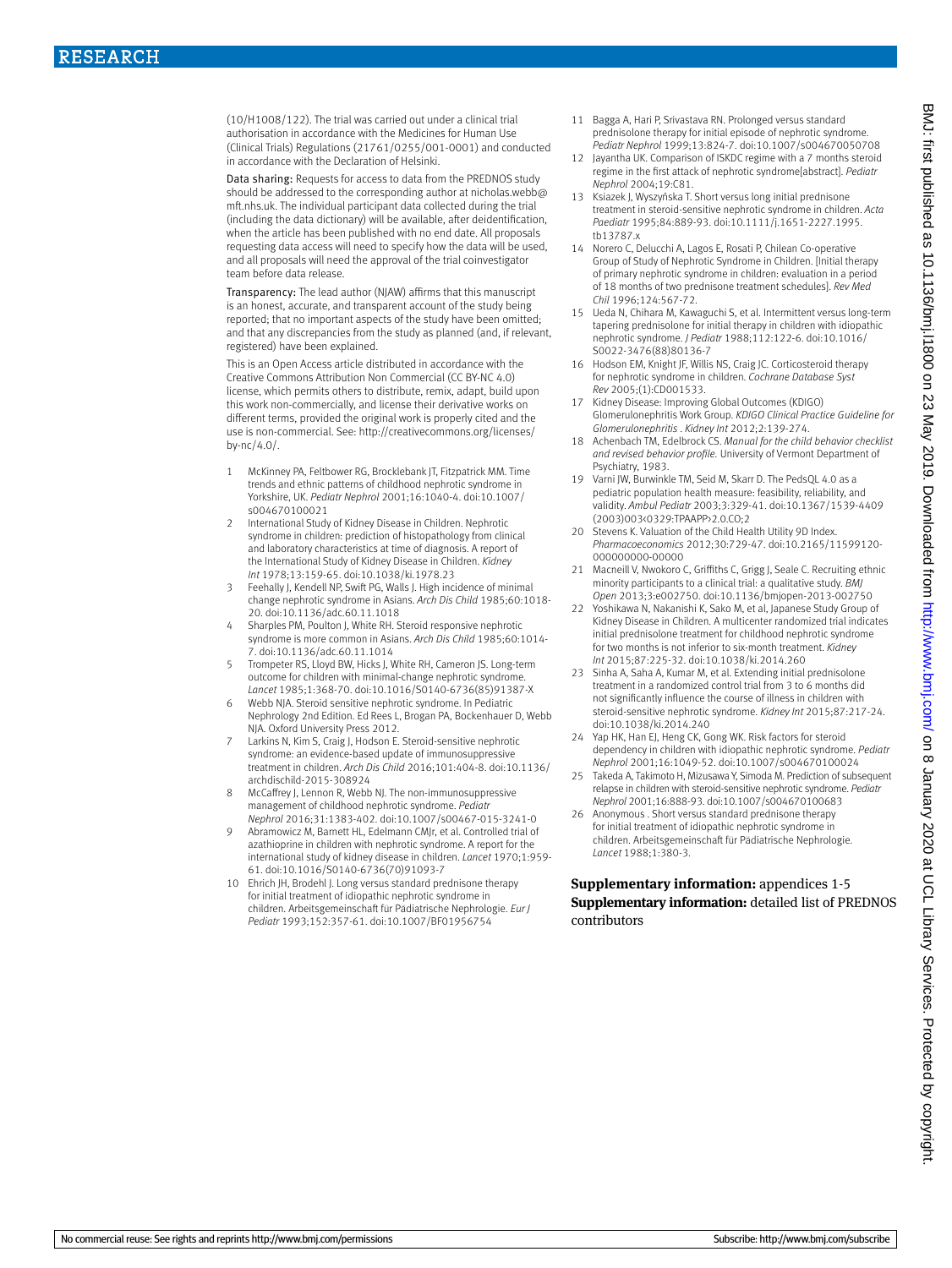(10/H1008/122). The trial was carried out under a clinical trial authorisation in accordance with the Medicines for Human Use (Clinical Trials) Regulations (21761/0255/001-0001) and conducted in accordance with the Declaration of Helsinki.

Data sharing: Requests for access to data from the PREDNOS study should be addressed to the corresponding author at nicholas.webb@mft.nhs.uk. The individual participant data collected during the trial (including the data dictionary) will be available, after deidentification, when the article has been published with no end date. All proposals requesting data access will need to specify how the data will be used, and all proposals will need the approval of the trial coinvestigator team before data release.

Transparency: The lead author (NJAW) affirms that this manuscript is an honest, accurate, and transparent account of the study being reported; that no important aspects of the study have been omitted; and that any discrepancies from the study as planned (and, if relevant, registered) have been explained.

This is an Open Access article distributed in accordance with the Creative Commons Attribution Non Commercial (CC BY-NC 4.0) license, which permits others to distribute, remix, adapt, build upon this work non-commercially, and license their derivative works on different terms, provided the original work is properly cited and the use is non-commercial. See: http://creativecommons.org/licenses/by-nc/4.0/.

1. McKinney PA, Feltbower RG, Brocklebank JT, Fitzpatrick MM. Time trends and ethnic patterns of childhood nephrotic syndrome in Yorkshire, UK. *Pediatr Nephrol* 2001;16:1040-4. doi:10.1007/s004670100021
2. International Study of Kidney Disease in Children. Nephrotic syndrome in children: prediction of histopathology from clinical and laboratory characteristics at time of diagnosis. A report of the International Study of Kidney Disease in Children. *Kidney Int* 1978;13:159-65. doi:10.1038/ki.1978.23
3. Feehally J, Kendell NP, Swift PG, Walls J. High incidence of minimal change nephrotic syndrome in Asians. *Arch Dis Child* 1985;60:1018-20. doi:10.1136/adc.60.11.1018
4. Sharples PM, Poulton J, White RH. Steroid responsive nephrotic syndrome is more common in Asians. *Arch Dis Child* 1985;60:1014-7. doi:10.1136/adc.60.11.1014
5. Trompeter RS, Lloyd BW, Hicks J, White RH, Cameron JS. Long-term outcome for children with minimal-change nephrotic syndrome. *Lancet* 1985;1:368-70. doi:10.1016/S0140-6736(85)91387-X
6. Webb NJA. Steroid sensitive nephrotic syndrome. In Pediatric Nephrology 2nd Edition. Ed Rees L, Brogan PA, Bockenhauer D, Webb NJA. Oxford University Press 2012.
7. Larkins N, Kim S, Craig J, Hodson E. Steroid-sensitive nephrotic syndrome: an evidence-based update of immunosuppressive treatment in children. *Arch Dis Child* 2016;101:404-8. doi:10.1136/archdischild-2015-308924
8. McCaffrey J, Lennon R, Webb NJ. The non-immunosuppressive management of childhood nephrotic syndrome. *Pediatr Nephrol* 2016;31:1383-402. doi:10.1007/s00467-015-3241-0
9. Abramowicz M, Barnett HL, Edelmann CMJr, et al. Controlled trial of azathioprine in children with nephrotic syndrome. A report for the international study of kidney disease in children. *Lancet* 1970;1:959-61. doi:10.1016/S0140-6736(70)91093-7
10. Ehrich JH, Brodehl J. Long versus standard prednisone therapy for initial treatment of idiopathic nephrotic syndrome in children. Arbeitsgemeinschaft für Pädiatrische Nephrologie. *Eur J Pediatr* 1993;152:357-61. doi:10.1007/BF01956754
11. Bagga A, Hari P, Srivastava RN. Prolonged versus standard prednisolone therapy for initial episode of nephrotic syndrome. *Pediatr Nephrol* 1999;13:824-7. doi:10.1007/s004670050708
12. Jayantha UK. Comparison of ISKDC regime with a 7 months steroid regime in the first attack of nephrotic syndrome[abstract]. *Pediatr Nephrol* 2004;19:C81.
13. Ksiazek J, Wyszyńska T. Short versus long initial prednisone treatment in steroid-sensitive nephrotic syndrome in children. *Acta Paediatr* 1995;84:889-93. doi:10.1111/j.1651-2227.1995.tb13787.x
14. Norero C, Delucchi A, Lagos E, Rosati P, Chilean Co-operative Group of Study of Nephrotic Syndrome in Children. [Initial therapy of primary nephrotic syndrome in children: evaluation in a period of 18 months of two prednisone treatment schedules]. *Rev Med Chil* 1996;124:567-72.
15. Ueda N, Chihara M, Kawaguchi S, et al. Intermittent versus long-term tapering prednisolone for initial therapy in children with idiopathic nephrotic syndrome. *J Pediatr* 1988;112:122-6. doi:10.1016/S0022-3476(88)80136-7
16. Hodson EM, Knight JF, Willis NS, Craig JC. Corticosteroid therapy for nephrotic syndrome in children. *Cochrane Database Syst Rev* 2005;(1):CD001533.
17. Kidney Disease: Improving Global Outcomes (KDIGO) Glomerulonephritis Work Group. *KDIGO Clinical Practice Guideline for Glomerulonephritis . Kidney Int* 2012;2:139-274.
18. Achenbach TM, Edelbrock CS. *Manual for the child behavior checklist and revised behavior profile.* University of Vermont Department of Psychiatry, 1983.
19. Varni JW, Burwinkle TM, Seid M, Skarr D. The PedsQL 4.0 as a pediatric population health measure: feasibility, reliability, and validity. *Ambul Pediatr* 2003;3:329-41. doi:10.1367/1539-4409(2003)003<0329:TPAAPP>2.0.CO;2
20. Stevens K. Valuation of the Child Health Utility 9D Index. *Pharmacoeconomics* 2012;30:729-47. doi:10.2165/11599120-000000000-00000
21. Macneill V, Nwokoro C, Griffiths C, Grigg J, Seale C. Recruiting ethnic minority participants to a clinical trial: a qualitative study. *BMJ Open* 2013;3:e002750. doi:10.1136/bmjopen-2013-002750
22. Yoshikawa N, Nakanishi K, Sako M, et al, Japanese Study Group of Kidney Disease in Children. A multicenter randomized trial indicates initial prednisolone treatment for childhood nephrotic syndrome for two months is not inferior to six-month treatment. *Kidney Int* 2015;87:225-32. doi:10.1038/ki.2014.260
23. Sinha A, Saha A, Kumar M, et al. Extending initial prednisolone treatment in a randomized control trial from 3 to 6 months did not significantly influence the course of illness in children with steroid-sensitive nephrotic syndrome. *Kidney Int* 2015;87:217-24. doi:10.1038/ki.2014.240
24. Yap HK, Han EJ, Heng CK, Gong WK. Risk factors for steroid dependency in children with idiopathic nephrotic syndrome. *Pediatr Nephrol* 2001;16:1049-52. doi:10.1007/s004670100024
25. Takeda A, Takimoto H, Mizusawa Y, Simoda M. Prediction of subsequent relapse in children with steroid-sensitive nephrotic syndrome. *Pediatr Nephrol* 2001;16:888-93. doi:10.1007/s004670100683
26. Anonymous . Short versus standard prednisone therapy for initial treatment of idiopathic nephrotic syndrome in children. Arbeitsgemeinschaft für Pädiatrische Nephrologie. *Lancet* 1988;1:380-3.

**Supplementary information:** appendices 1-5

**Supplementary information:** detailed list of PREDNOS contributors